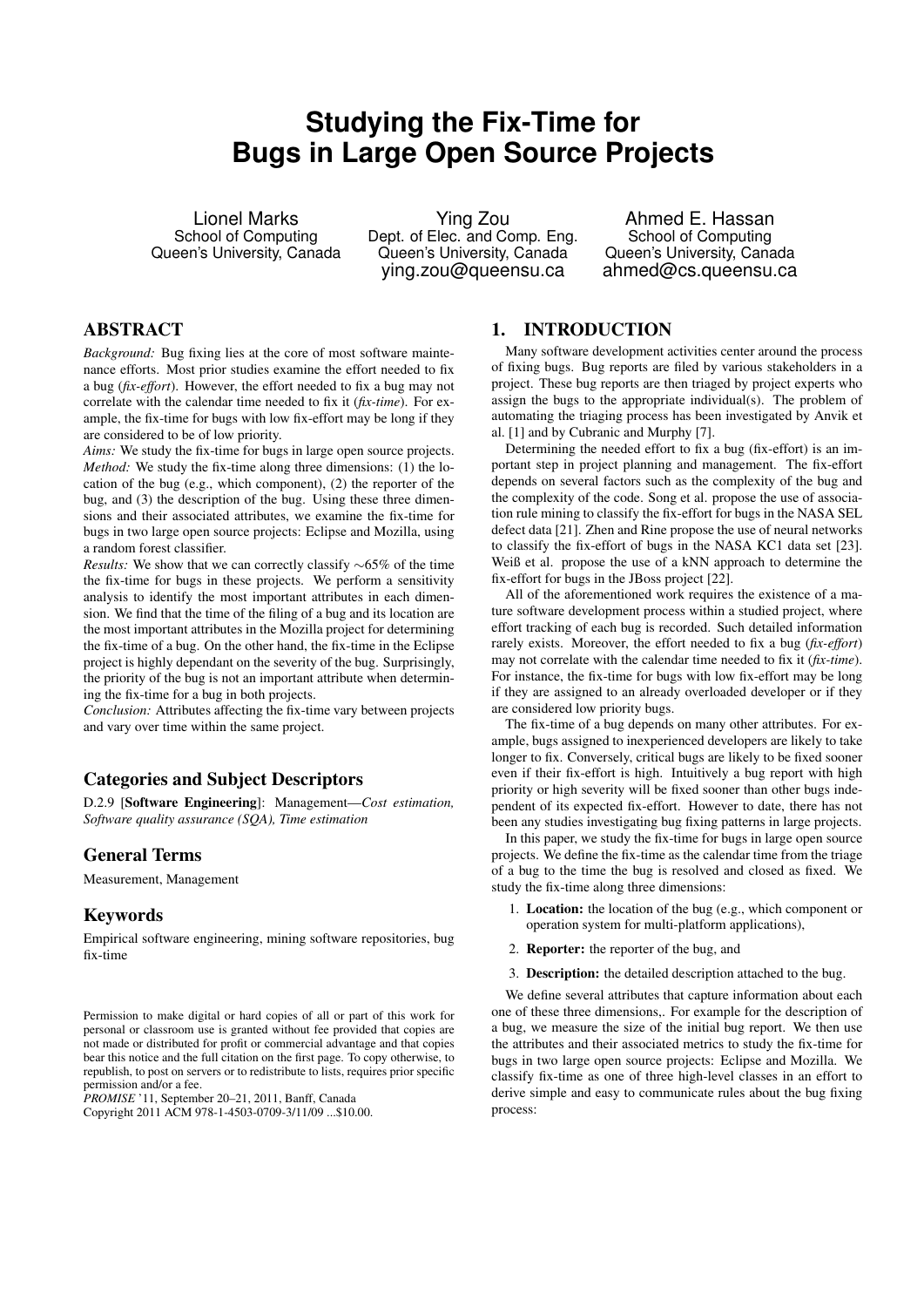# Studying the Fix-Time for Bugs in Large Open Source Projects

Lionel Marks
School of Computing
Queen's University, Canada

Ying Zou
Dept. of Elec. and Comp. Eng.
Queen's University, Canada
ying.zou@queensu.ca

Ahmed E. Hassan
School of Computing
Queen's University, Canada
ahmed@cs.queensu.ca

## ABSTRACT

*Background:* Bug fixing lies at the core of most software maintenance efforts. Most prior studies examine the effort needed to fix a bug (*fix-effort*). However, the effort needed to fix a bug may not correlate with the calendar time needed to fix it (*fix-time*). For example, the fix-time for bugs with low fix-effort may be long if they are considered to be of low priority.

*Aims:* We study the fix-time for bugs in large open source projects.

*Method:* We study the fix-time along three dimensions: (1) the location of the bug (e.g., which component), (2) the reporter of the bug, and (3) the description of the bug. Using these three dimensions and their associated attributes, we examine the fix-time for bugs in two large open source projects: Eclipse and Mozilla, using a random forest classifier.

*Results:* We show that we can correctly classify ∼65% of the time the fix-time for bugs in these projects. We perform a sensitivity analysis to identify the most important attributes in each dimension. We find that the time of the filing of a bug and its location are the most important attributes in the Mozilla project for determining the fix-time of a bug. On the other hand, the fix-time in the Eclipse project is highly dependant on the severity of the bug. Surprisingly, the priority of the bug is not an important attribute when determining the fix-time for a bug in both projects.

*Conclusion:* Attributes affecting the fix-time vary between projects and vary over time within the same project.

### Categories and Subject Descriptors

D.2.9 [**Software Engineering**]: Management—*Cost estimation, Software quality assurance (SQA), Time estimation*

### General Terms

Measurement, Management

### Keywords

Empirical software engineering, mining software repositories, bug fix-time

Permission to make digital or hard copies of all or part of this work for personal or classroom use is granted without fee provided that copies are not made or distributed for profit or commercial advantage and that copies bear this notice and the full citation on the first page. To copy otherwise, to republish, to post on servers or to redistribute to lists, requires prior specific permission and/or a fee.
*PROMISE* '11, September 20–21, 2011, Banff, Canada
Copyright 2011 ACM 978-1-4503-0709-3/11/09 ...$10.00.

## 1. INTRODUCTION

Many software development activities center around the process of fixing bugs. Bug reports are filed by various stakeholders in a project. These bug reports are then triaged by project experts who assign the bugs to the appropriate individual(s). The problem of automating the triaging process has been investigated by Anvik et al. [1] and by Cubranic and Murphy [7].

Determining the needed effort to fix a bug (fix-effort) is an important step in project planning and management. The fix-effort depends on several factors such as the complexity of the bug and the complexity of the code. Song et al. propose the use of association rule mining to classify the fix-effort for bugs in the NASA SEL defect data [21]. Zhen and Rine propose the use of neural networks to classify the fix-effort of bugs in the NASA KC1 data set [23]. Weiß et al. propose the use of a kNN approach to determine the fix-effort for bugs in the JBoss project [22].

All of the aforementioned work requires the existence of a mature software development process within a studied project, where effort tracking of each bug is recorded. Such detailed information rarely exists. Moreover, the effort needed to fix a bug (*fix-effort*) may not correlate with the calendar time needed to fix it (*fix-time*). For instance, the fix-time for bugs with low fix-effort may be long if they are assigned to an already overloaded developer or if they are considered low priority bugs.

The fix-time of a bug depends on many other attributes. For example, bugs assigned to inexperienced developers are likely to take longer to fix. Conversely, critical bugs are likely to be fixed sooner even if their fix-effort is high. Intuitively a bug report with high priority or high severity will be fixed sooner than other bugs independent of its expected fix-effort. However to date, there has not been any studies investigating bug fixing patterns in large projects.

In this paper, we study the fix-time for bugs in large open source projects. We define the fix-time as the calendar time from the triage of a bug to the time the bug is resolved and closed as fixed. We study the fix-time along three dimensions:

1. **Location:** the location of the bug (e.g., which component or operation system for multi-platform applications),
2. **Reporter:** the reporter of the bug, and
3. **Description:** the detailed description attached to the bug.

We define several attributes that capture information about each one of these three dimensions,. For example for the description of a bug, we measure the size of the initial bug report. We then use the attributes and their associated metrics to study the fix-time for bugs in two large open source projects: Eclipse and Mozilla. We classify fix-time as one of three high-level classes in an effort to derive simple and easy to communicate rules about the bug fixing process: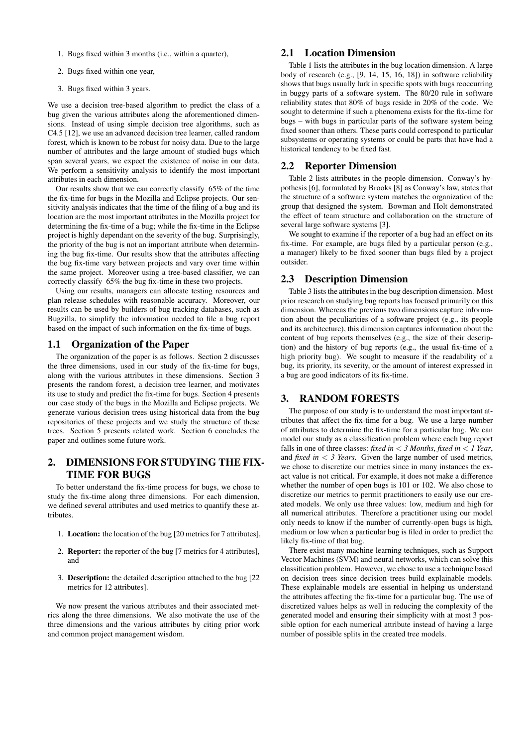1. Bugs fixed within 3 months (i.e., within a quarter),
2. Bugs fixed within one year,
3. Bugs fixed within 3 years.

We use a decision tree-based algorithm to predict the class of a bug given the various attributes along the aforementioned dimensions. Instead of using simple decision tree algorithms, such as C4.5 [12], we use an advanced decision tree learner, called random forest, which is known to be robust for noisy data. Due to the large number of attributes and the large amount of studied bugs which span several years, we expect the existence of noise in our data. We perform a sensitivity analysis to identify the most important attributes in each dimension.

Our results show that we can correctly classify 65% of the time the fix-time for bugs in the Mozilla and Eclipse projects. Our sensitivity analysis indicates that the time of the filing of a bug and its location are the most important attributes in the Mozilla project for determining the fix-time of a bug; while the fix-time in the Eclipse project is highly dependant on the severity of the bug. Surprisingly, the priority of the bug is not an important attribute when determining the bug fix-time. Our results show that the attributes affecting the bug fix-time vary between projects and vary over time within the same project. Moreover using a tree-based classifier, we can correctly classify 65% the bug fix-time in these two projects.

Using our results, managers can allocate testing resources and plan release schedules with reasonable accuracy. Moreover, our results can be used by builders of bug tracking databases, such as Bugzilla, to simplify the information needed to file a bug report based on the impact of such information on the fix-time of bugs.

## 1.1 Organization of the Paper

The organization of the paper is as follows. Section 2 discusses the three dimensions, used in our study of the fix-time for bugs, along with the various attributes in these dimensions. Section 3 presents the random forest, a decision tree learner, and motivates its use to study and predict the fix-time for bugs. Section 4 presents our case study of the bugs in the Mozilla and Eclipse projects. We generate various decision trees using historical data from the bug repositories of these projects and we study the structure of these trees. Section 5 presents related work. Section 6 concludes the paper and outlines some future work.

# 2. DIMENSIONS FOR STUDYING THE FIX-TIME FOR BUGS

To better understand the fix-time process for bugs, we chose to study the fix-time along three dimensions. For each dimension, we defined several attributes and used metrics to quantify these attributes.

1. **Location:** the location of the bug [20 metrics for 7 attributes],
2. **Reporter:** the reporter of the bug [7 metrics for 4 attributes], and
3. **Description:** the detailed description attached to the bug [22 metrics for 12 attributes].

We now present the various attributes and their associated metrics along the three dimensions. We also motivate the use of the three dimensions and the various attributes by citing prior work and common project management wisdom.

## 2.1 Location Dimension

Table 1 lists the attributes in the bug location dimension. A large body of research (e.g., [9, 14, 15, 16, 18]) in software reliability shows that bugs usually lurk in specific spots with bugs reoccurring in buggy parts of a software system. The 80/20 rule in software reliability states that 80% of bugs reside in 20% of the code. We sought to determine if such a phenomena exists for the fix-time for bugs – with bugs in particular parts of the software system being fixed sooner than others. These parts could correspond to particular subsystems or operating systems or could be parts that have had a historical tendency to be fixed fast.

## 2.2 Reporter Dimension

Table 2 lists attributes in the people dimension. Conway's hypothesis [6], formulated by Brooks [8] as Conway's law, states that the structure of a software system matches the organization of the group that designed the system. Bowman and Holt demonstrated the effect of team structure and collaboration on the structure of several large software systems [3].

We sought to examine if the reporter of a bug had an effect on its fix-time. For example, are bugs filed by a particular person (e.g., a manager) likely to be fixed sooner than bugs filed by a project outsider.

## 2.3 Description Dimension

Table 3 lists the attributes in the bug description dimension. Most prior research on studying bug reports has focused primarily on this dimension. Whereas the previous two dimensions capture information about the peculiarities of a software project (e.g., its people and its architecture), this dimension captures information about the content of bug reports themselves (e.g., the size of their description) and the history of bug reports (e.g., the usual fix-time of a high priority bug). We sought to measure if the readability of a bug, its priority, its severity, or the amount of interest expressed in a bug are good indicators of its fix-time.

# 3. RANDOM FORESTS

The purpose of our study is to understand the most important attributes that affect the fix-time for a bug. We use a large number of attributes to determine the fix-time for a particular bug. We can model our study as a classification problem where each bug report falls in one of three classes: *fixed in < 3 Months*, *fixed in < 1 Year*, and *fixed in < 3 Years*. Given the large number of used metrics, we chose to discretize our metrics since in many instances the exact value is not critical. For example, it does not make a difference whether the number of open bugs is 101 or 102. We also chose to discretize our metrics to permit practitioners to easily use our created models. We only use three values: low, medium and high for all numerical attributes. Therefore a practitioner using our model only needs to know if the number of currently-open bugs is high, medium or low when a particular bug is filed in order to predict the likely fix-time of that bug.

There exist many machine learning techniques, such as Support Vector Machines (SVM) and neural networks, which can solve this classification problem. However, we chose to use a technique based on decision trees since decision trees build explainable models. These explainable models are essential in helping us understand the attributes affecting the fix-time for a particular bug. The use of discretized values helps as well in reducing the complexity of the generated model and ensuring their simplicity with at most 3 possible option for each numerical attribute instead of having a large number of possible splits in the created tree models.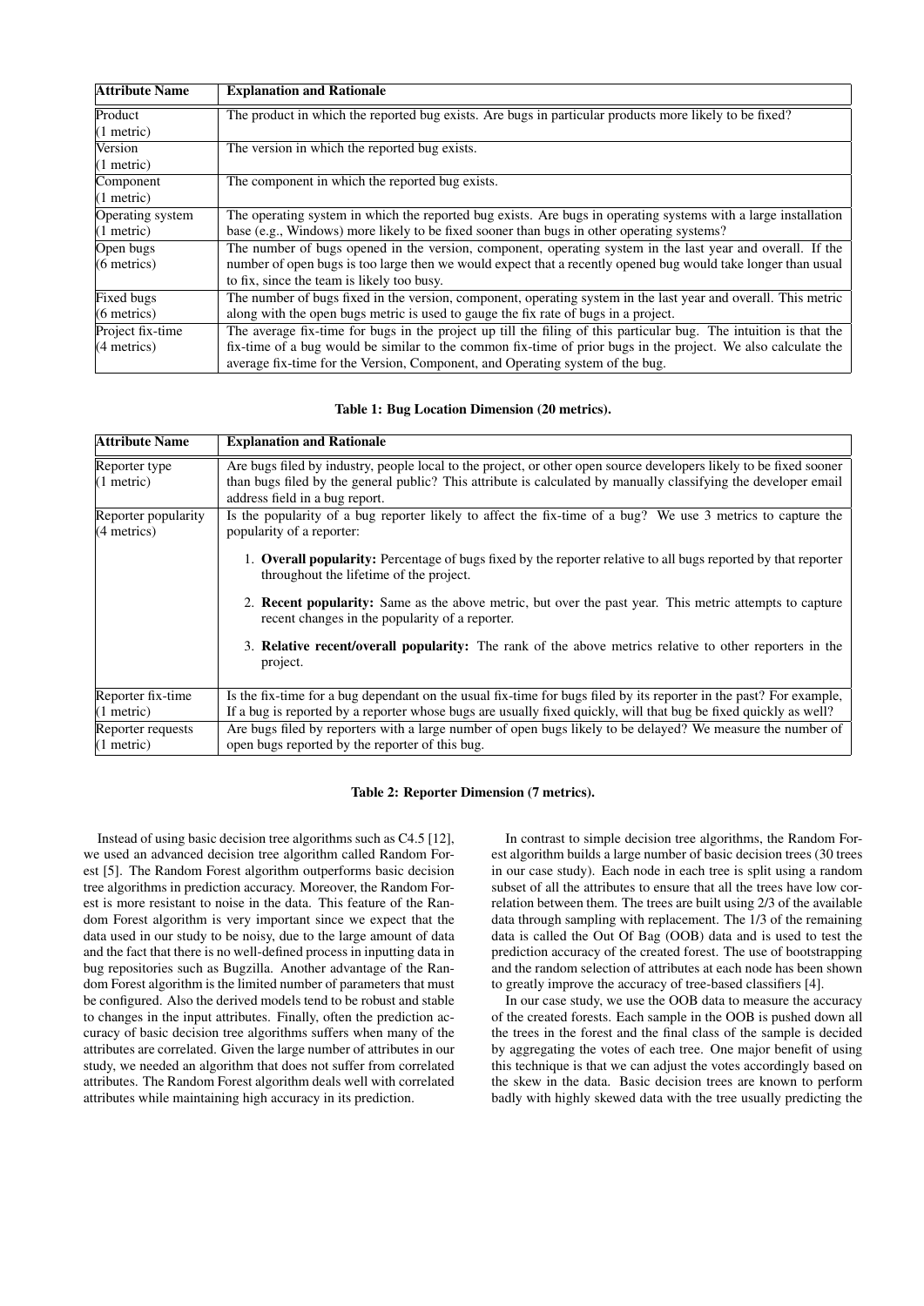| Attribute Name | Explanation and Rationale |
|---|---|
| Product (1 metric) | The product in which the reported bug exists. Are bugs in particular products more likely to be fixed? |
| Version (1 metric) | The version in which the reported bug exists. |
| Component (1 metric) | The component in which the reported bug exists. |
| Operating system (1 metric) | The operating system in which the reported bug exists. Are bugs in operating systems with a large installation base (e.g., Windows) more likely to be fixed sooner than bugs in other operating systems? |
| Open bugs (6 metrics) | The number of bugs opened in the version, component, operating system in the last year and overall. If the number of open bugs is too large then we would expect that a recently opened bug would take longer than usual to fix, since the team is likely too busy. |
| Fixed bugs (6 metrics) | The number of bugs fixed in the version, component, operating system in the last year and overall. This metric along with the open bugs metric is used to gauge the fix rate of bugs in a project. |
| Project fix-time (4 metrics) | The average fix-time for bugs in the project up till the filing of this particular bug. The intuition is that the fix-time of a bug would be similar to the common fix-time of prior bugs in the project. We also calculate the average fix-time for the Version, Component, and Operating system of the bug. |

**Table 1: Bug Location Dimension (20 metrics).**

| Attribute Name | Explanation and Rationale |
|---|---|
| Reporter type (1 metric) | Are bugs filed by industry, people local to the project, or other open source developers likely to be fixed sooner than bugs filed by the general public? This attribute is calculated by manually classifying the developer email address field in a bug report. |
| Reporter popularity (4 metrics) | Is the popularity of a bug reporter likely to affect the fix-time of a bug? We use 3 metrics to capture the popularity of a reporter: 1. **Overall popularity:** Percentage of bugs fixed by the reporter relative to all bugs reported by that reporter throughout the lifetime of the project. 2. **Recent popularity:** Same as the above metric, but over the past year. This metric attempts to capture recent changes in the popularity of a reporter. 3. **Relative recent/overall popularity:** The rank of the above metrics relative to other reporters in the project. |
| Reporter fix-time (1 metric) | Is the fix-time for a bug dependant on the usual fix-time for bugs filed by its reporter in the past? For example, If a bug is reported by a reporter whose bugs are usually fixed quickly, will that bug be fixed quickly as well? |
| Reporter requests (1 metric) | Are bugs filed by reporters with a large number of open bugs likely to be delayed? We measure the number of open bugs reported by the reporter of this bug. |

**Table 2: Reporter Dimension (7 metrics).**

Instead of using basic decision tree algorithms such as C4.5 [12], we used an advanced decision tree algorithm called Random Forest [5]. The Random Forest algorithm outperforms basic decision tree algorithms in prediction accuracy. Moreover, the Random Forest is more resistant to noise in the data. This feature of the Random Forest algorithm is very important since we expect that the data used in our study to be noisy, due to the large amount of data and the fact that there is no well-defined process in inputting data in bug repositories such as Bugzilla. Another advantage of the Random Forest algorithm is the limited number of parameters that must be configured. Also the derived models tend to be robust and stable to changes in the input attributes. Finally, often the prediction accuracy of basic decision tree algorithms suffers when many of the attributes are correlated. Given the large number of attributes in our study, we needed an algorithm that does not suffer from correlated attributes. The Random Forest algorithm deals well with correlated attributes while maintaining high accuracy in its prediction.

In contrast to simple decision tree algorithms, the Random Forest algorithm builds a large number of basic decision trees (30 trees in our case study). Each node in each tree is split using a random subset of all the attributes to ensure that all the trees have low correlation between them. The trees are built using 2/3 of the available data through sampling with replacement. The 1/3 of the remaining data is called the Out Of Bag (OOB) data and is used to test the prediction accuracy of the created forest. The use of bootstrapping and the random selection of attributes at each node has been shown to greatly improve the accuracy of tree-based classifiers [4].

In our case study, we use the OOB data to measure the accuracy of the created forests. Each sample in the OOB is pushed down all the trees in the forest and the final class of the sample is decided by aggregating the votes of each tree. One major benefit of using this technique is that we can adjust the votes accordingly based on the skew in the data. Basic decision trees are known to perform badly with highly skewed data with the tree usually predicting the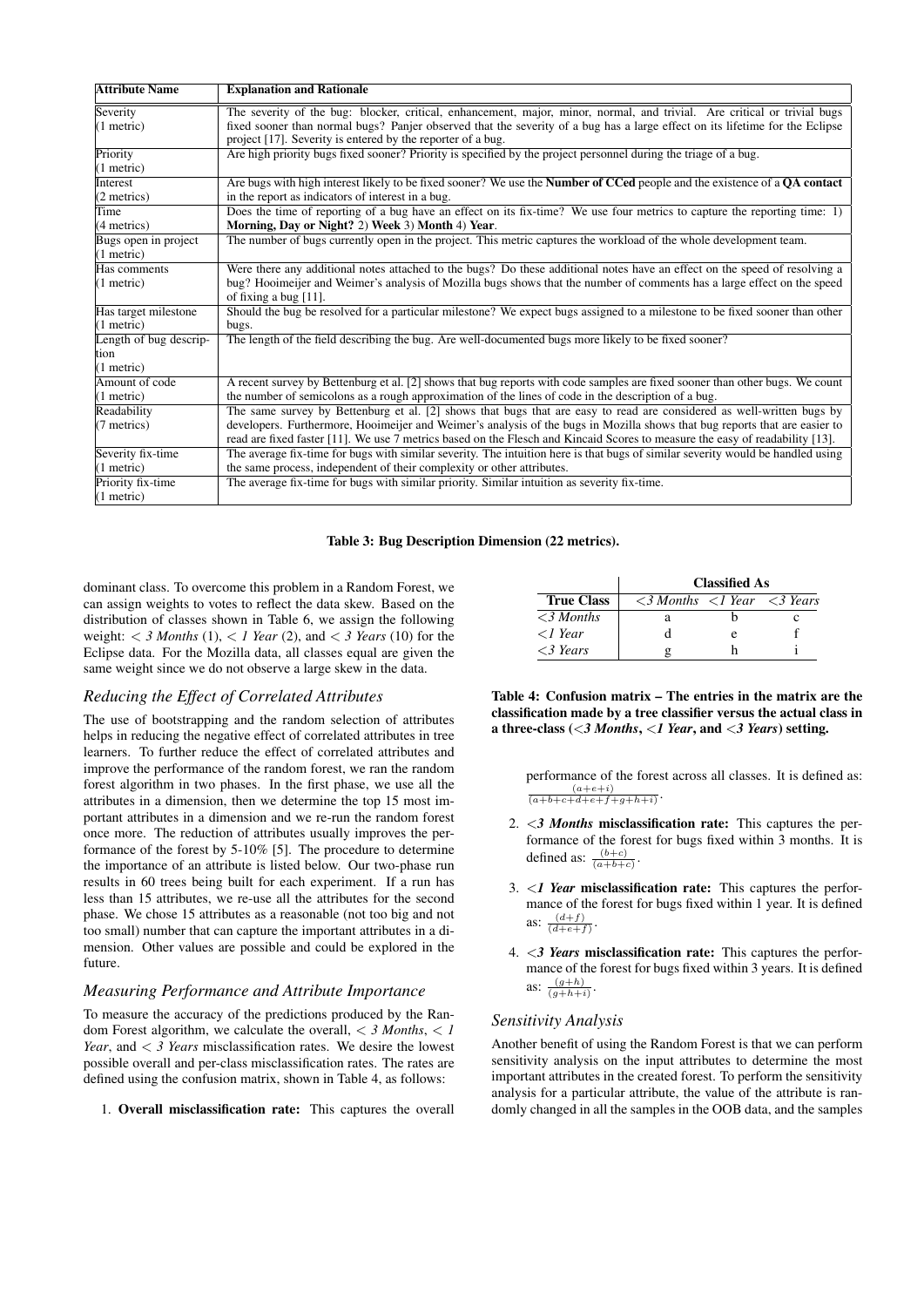| Attribute Name | Explanation and Rationale |
|---|---|
| Severity (1 metric) | The severity of the bug: blocker, critical, enhancement, major, minor, normal, and trivial. Are critical or trivial bugs fixed sooner than normal bugs? Panjer observed that the severity of a bug has a large effect on its lifetime for the Eclipse project [17]. Severity is entered by the reporter of a bug. |
| Priority (1 metric) | Are high priority bugs fixed sooner? Priority is specified by the project personnel during the triage of a bug. |
| Interest (2 metrics) | Are bugs with high interest likely to be fixed sooner? We use the **Number of CCed** people and the existence of a **QA contact** in the report as indicators of interest in a bug. |
| Time (4 metrics) | Does the time of reporting of a bug have an effect on its fix-time? We use four metrics to capture the reporting time: 1) **Morning, Day or Night?** 2) **Week** 3) **Month** 4) **Year**. |
| Bugs open in project (1 metric) | The number of bugs currently open in the project. This metric captures the workload of the whole development team. |
| Has comments (1 metric) | Were there any additional notes attached to the bugs? Do these additional notes have an effect on the speed of resolving a bug? Hooimeijer and Weimer's analysis of Mozilla bugs shows that the number of comments has a large effect on the speed of fixing a bug [11]. |
| Has target milestone (1 metric) | Should the bug be resolved for a particular milestone? We expect bugs assigned to a milestone to be fixed sooner than other bugs. |
| Length of bug description (1 metric) | The length of the field describing the bug. Are well-documented bugs more likely to be fixed sooner? |
| Amount of code (1 metric) | A recent survey by Bettenburg et al. [2] shows that bug reports with code samples are fixed sooner than other bugs. We count the number of semicolons as a rough approximation of the lines of code in the description of a bug. |
| Readability (7 metrics) | The same survey by Bettenburg et al. [2] shows that bugs that are easy to read are considered as well-written bugs by developers. Furthermore, Hooimeijer and Weimer's analysis of the bugs in Mozilla shows that bug reports that are easier to read are fixed faster [11]. We use 7 metrics based on the Flesch and Kincaid Scores to measure the easy of readability [13]. |
| Severity fix-time (1 metric) | The average fix-time for bugs with similar severity. The intuition here is that bugs of similar severity would be handled using the same process, independent of their complexity or other attributes. |
| Priority fix-time (1 metric) | The average fix-time for bugs with similar priority. Similar intuition as severity fix-time. |

**Table 3: Bug Description Dimension (22 metrics).**

dominant class. To overcome this problem in a Random Forest, we can assign weights to votes to reflect the data skew. Based on the distribution of classes shown in Table 6, we assign the following weight: < *3 Months* (1), < *1 Year* (2), and < *3 Years* (10) for the Eclipse data. For the Mozilla data, all classes equal are given the same weight since we do not observe a large skew in the data.

### *Reducing the Effect of Correlated Attributes*

The use of bootstrapping and the random selection of attributes helps in reducing the negative effect of correlated attributes in tree learners. To further reduce the effect of correlated attributes and improve the performance of the random forest, we ran the random forest algorithm in two phases. In the first phase, we use all the attributes in a dimension, then we determine the top 15 most important attributes in a dimension and we re-run the random forest once more. The reduction of attributes usually improves the performance of the forest by 5-10% [5]. The procedure to determine the importance of an attribute is listed below. Our two-phase run results in 60 trees being built for each experiment. If a run has less than 15 attributes, we re-use all the attributes for the second phase. We chose 15 attributes as a reasonable (not too big and not too small) number that can capture the important attributes in a dimension. Other values are possible and could be explored in the future.

### *Measuring Performance and Attribute Importance*

To measure the accuracy of the predictions produced by the Random Forest algorithm, we calculate the overall, < *3 Months*, < *1 Year*, and < *3 Years* misclassification rates. We desire the lowest possible overall and per-class misclassification rates. The rates are defined using the confusion matrix, shown in Table 4, as follows:

| | **Classified As** | | |
|---|---|---|---|
| **True Class** | *<3 Months* | *<1 Year* | *<3 Years* |
| *<3 Months* | a | b | c |
| *<1 Year* | d | e | f |
| *<3 Years* | g | h | i |

**Table 4: Confusion matrix – The entries in the matrix are the classification made by a tree classifier versus the actual class in a three-class (*<3 Months*, *<1 Year*, and *<3 Years*) setting.**

1. **Overall misclassification rate:** This captures the overall performance of the forest across all classes. It is defined as: $\frac{(a+e+i)}{(a+b+c+d+e+f+g+h+i)}$.

2. **<*3 Months* misclassification rate:** This captures the performance of the forest for bugs fixed within 3 months. It is defined as: $\frac{(b+c)}{(a+b+c)}$.

3. **<*1 Year* misclassification rate:** This captures the performance of the forest for bugs fixed within 1 year. It is defined as: $\frac{(d+f)}{(d+e+f)}$.

4. **<*3 Years* misclassification rate:** This captures the performance of the forest for bugs fixed within 3 years. It is defined as: $\frac{(g+h)}{(g+h+i)}$.

### *Sensitivity Analysis*

Another benefit of using the Random Forest is that we can perform sensitivity analysis on the input attributes to determine the most important attributes in the created forest. To perform the sensitivity analysis for a particular attribute, the value of the attribute is randomly changed in all the samples in the OOB data, and the samples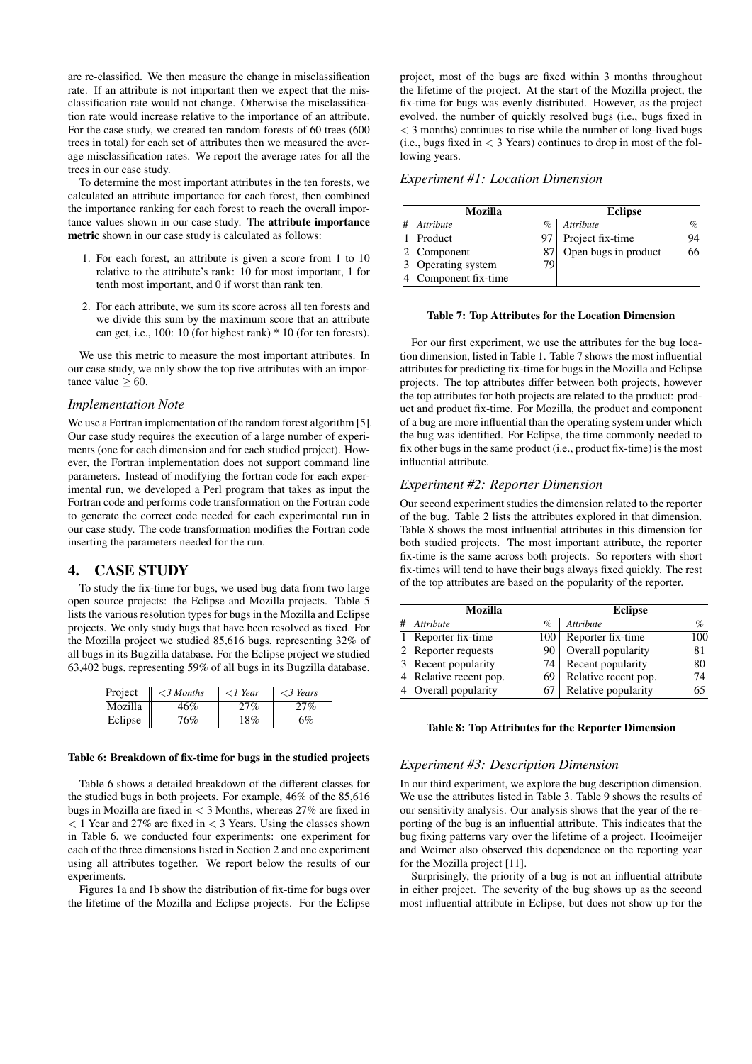are re-classified. We then measure the change in misclassification rate. If an attribute is not important then we expect that the misclassification rate would not change. Otherwise the misclassification rate would increase relative to the importance of an attribute. For the case study, we created ten random forests of 60 trees (600 trees in total) for each set of attributes then we measured the average misclassification rates. We report the average rates for all the trees in our case study.

To determine the most important attributes in the ten forests, we calculated an attribute importance for each forest, then combined the importance ranking for each forest to reach the overall importance values shown in our case study. The **attribute importance metric** shown in our case study is calculated as follows:

1. For each forest, an attribute is given a score from 1 to 10 relative to the attribute's rank: 10 for most important, 1 for tenth most important, and 0 if worst than rank ten.
2. For each attribute, we sum its score across all ten forests and we divide this sum by the maximum score that an attribute can get, i.e., 100: 10 (for highest rank) * 10 (for ten forests).

We use this metric to measure the most important attributes. In our case study, we only show the top five attributes with an importance value $\geq 60$.

### *Implementation Note*

We use a Fortran implementation of the random forest algorithm [5]. Our case study requires the execution of a large number of experiments (one for each dimension and for each studied project). However, the Fortran implementation does not support command line parameters. Instead of modifying the fortran code for each experimental run, we developed a Perl program that takes as input the Fortran code and performs code transformation on the Fortran code to generate the correct code needed for each experimental run in our case study. The code transformation modifies the Fortran code inserting the parameters needed for the run.

## 4. CASE STUDY

To study the fix-time for bugs, we used bug data from two large open source projects: the Eclipse and Mozilla projects. Table 5 lists the various resolution types for bugs in the Mozilla and Eclipse projects. We only study bugs that have been resolved as fixed. For the Mozilla project we studied 85,616 bugs, representing 32% of all bugs in its Bugzilla database. For the Eclipse project we studied 63,402 bugs, representing 59% of all bugs in its Bugzilla database.

| Project | *<3 Months* | *<1 Year* | *<3 Years* |
|---|---|---|---|
| Mozilla | 46% | 27% | 27% |
| Eclipse | 76% | 18% | 6% |

**Table 6: Breakdown of fix-time for bugs in the studied projects**

Table 6 shows a detailed breakdown of the different classes for the studied bugs in both projects. For example, 46% of the 85,616 bugs in Mozilla are fixed in $<$ 3 Months, whereas 27% are fixed in $<$ 1 Year and 27% are fixed in $<$ 3 Years. Using the classes shown in Table 6, we conducted four experiments: one experiment for each of the three dimensions listed in Section 2 and one experiment using all attributes together. We report below the results of our experiments.

Figures 1a and 1b show the distribution of fix-time for bugs over the lifetime of the Mozilla and Eclipse projects. For the Eclipse project, most of the bugs are fixed within 3 months throughout the lifetime of the project. At the start of the Mozilla project, the fix-time for bugs was evenly distributed. However, as the project evolved, the number of quickly resolved bugs (i.e., bugs fixed in $<$ 3 months) continues to rise while the number of long-lived bugs (i.e., bugs fixed in $<$ 3 Years) continues to drop in most of the following years.

### *Experiment #1: Location Dimension*

| | Mozilla | | Eclipse | |
|---|---|---|---|---|
| # | *Attribute* | % | *Attribute* | % |
| 1 | Product | 97 | Project fix-time | 94 |
| 2 | Component | 87 | Open bugs in product | 66 |
| 3 | Operating system | 79 | | |
| 4 | Component fix-time | | | |

**Table 7: Top Attributes for the Location Dimension**

For our first experiment, we use the attributes for the bug location dimension, listed in Table 1. Table 7 shows the most influential attributes for predicting fix-time for bugs in the Mozilla and Eclipse projects. The top attributes differ between both projects, however the top attributes for both projects are related to the product: product and product fix-time. For Mozilla, the product and component of a bug are more influential than the operating system under which the bug was identified. For Eclipse, the time commonly needed to fix other bugs in the same product (i.e., product fix-time) is the most influential attribute.

### *Experiment #2: Reporter Dimension*

Our second experiment studies the dimension related to the reporter of the bug. Table 2 lists the attributes explored in that dimension. Table 8 shows the most influential attributes in this dimension for both studied projects. The most important attribute, the reporter fix-time is the same across both projects. So reporters with short fix-times will tend to have their bugs always fixed quickly. The rest of the top attributes are based on the popularity of the reporter.

| | Mozilla | | Eclipse | |
|---|---|---|---|---|
| # | *Attribute* | % | *Attribute* | % |
| 1 | Reporter fix-time | 100 | Reporter fix-time | 100 |
| 2 | Reporter requests | 90 | Overall popularity | 81 |
| 3 | Recent popularity | 74 | Recent popularity | 80 |
| 4 | Relative recent pop. | 69 | Relative recent pop. | 74 |
| 4 | Overall popularity | 67 | Relative popularity | 65 |

**Table 8: Top Attributes for the Reporter Dimension**

### *Experiment #3: Description Dimension*

In our third experiment, we explore the bug description dimension. We use the attributes listed in Table 3. Table 9 shows the results of our sensitivity analysis. Our analysis shows that the year of the reporting of the bug is an influential attribute. This indicates that the bug fixing patterns vary over the lifetime of a project. Hooimeijer and Weimer also observed this dependence on the reporting year for the Mozilla project [11].

Surprisingly, the priority of a bug is not an influential attribute in either project. The severity of the bug shows up as the second most influential attribute in Eclipse, but does not show up for the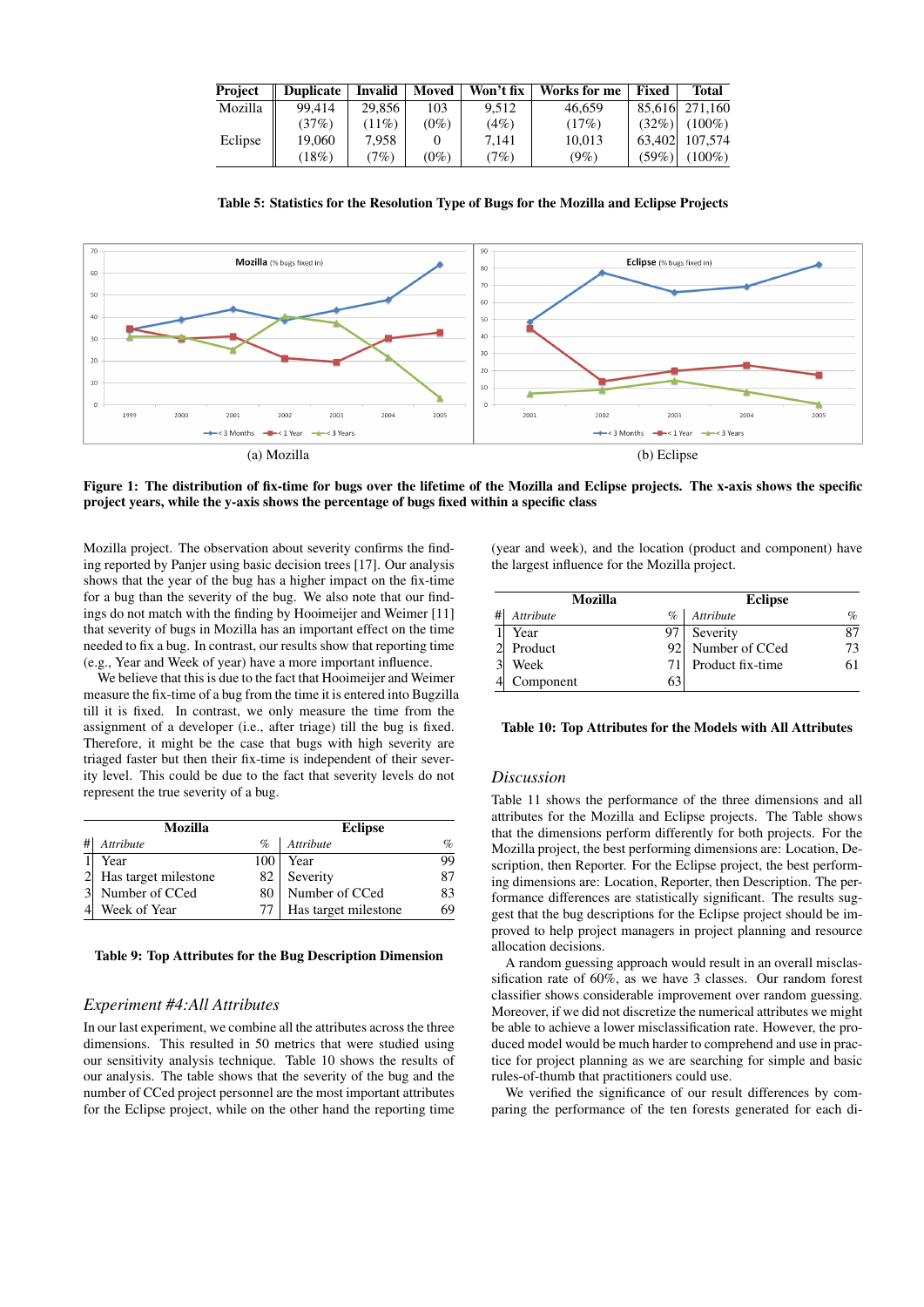| Project | Duplicate | Invalid | Moved | Won't fix | Works for me | Fixed | Total |
|---|---|---|---|---|---|---|---|
| Mozilla | 99,414 | 29,856 | 103 | 9,512 | 46,659 | 85,616 | 271,160 |
| | (37%) | (11%) | (0%) | (4%) | (17%) | (32%) | (100%) |
| Eclipse | 19,060 | 7,958 | 0 | 7,141 | 10,013 | 63,402 | 107,574 |
| | (18%) | (7%) | (0%) | (7%) | (9%) | (59%) | (100%) |

**Table 5: Statistics for the Resolution Type of Bugs for the Mozilla and Eclipse Projects**

(a) Mozilla

(b) Eclipse

**Figure 1: The distribution of fix-time for bugs over the lifetime of the Mozilla and Eclipse projects. The x-axis shows the specific project years, while the y-axis shows the percentage of bugs fixed within a specific class**

Mozilla project. The observation about severity confirms the finding reported by Panjer using basic decision trees [17]. Our analysis shows that the year of the bug has a higher impact on the fix-time for a bug than the severity of the bug. We also note that our findings do not match with the finding by Hooimeijer and Weimer [11] that severity of bugs in Mozilla has an important effect on the time needed to fix a bug. In contrast, our results show that reporting time (e.g., Year and Week of year) have a more important influence.

We believe that this is due to the fact that Hooimeijer and Weimer measure the fix-time of a bug from the time it is entered into Bugzilla till it is fixed. In contrast, we only measure the time from the assignment of a developer (i.e., after triage) till the bug is fixed. Therefore, it might be the case that bugs with high severity are triaged faster but then their fix-time is independent of their severity level. This could be due to the fact that severity levels do not represent the true severity of a bug.

| # | Mozilla Attribute | % | Eclipse Attribute | % |
|---|---|---|---|---|
| 1 | Year | 100 | Year | 99 |
| 2 | Has target milestone | 82 | Severity | 87 |
| 3 | Number of CCed | 80 | Number of CCed | 83 |
| 4 | Week of Year | 77 | Has target milestone | 69 |

**Table 9: Top Attributes for the Bug Description Dimension**

### *Experiment #4:All Attributes*

In our last experiment, we combine all the attributes across the three dimensions. This resulted in 50 metrics that were studied using our sensitivity analysis technique. Table 10 shows the results of our analysis. The table shows that the severity of the bug and the number of CCed project personnel are the most important attributes for the Eclipse project, while on the other hand the reporting time (year and week), and the location (product and component) have the largest influence for the Mozilla project.

| # | Mozilla Attribute | % | Eclipse Attribute | % |
|---|---|---|---|---|
| 1 | Year | 97 | Severity | 87 |
| 2 | Product | 92 | Number of CCed | 73 |
| 3 | Week | 71 | Product fix-time | 61 |
| 4 | Component | 63 | | |

**Table 10: Top Attributes for the Models with All Attributes**

### *Discussion*

Table 11 shows the performance of the three dimensions and all attributes for the Mozilla and Eclipse projects. The Table shows that the dimensions perform differently for both projects. For the Mozilla project, the best performing dimensions are: Location, Description, then Reporter. For the Eclipse project, the best performing dimensions are: Location, Reporter, then Description. The performance differences are statistically significant. The results suggest that the bug descriptions for the Eclipse project should be improved to help project managers in project planning and resource allocation decisions.

A random guessing approach would result in an overall misclassification rate of 60%, as we have 3 classes. Our random forest classifier shows considerable improvement over random guessing. Moreover, if we did not discretize the numerical attributes we might be able to achieve a lower misclassification rate. However, the produced model would be much harder to comprehend and use in practice for project planning as we are searching for simple and basic rules-of-thumb that practitioners could use.

We verified the significance of our result differences by comparing the performance of the ten forests generated for each di-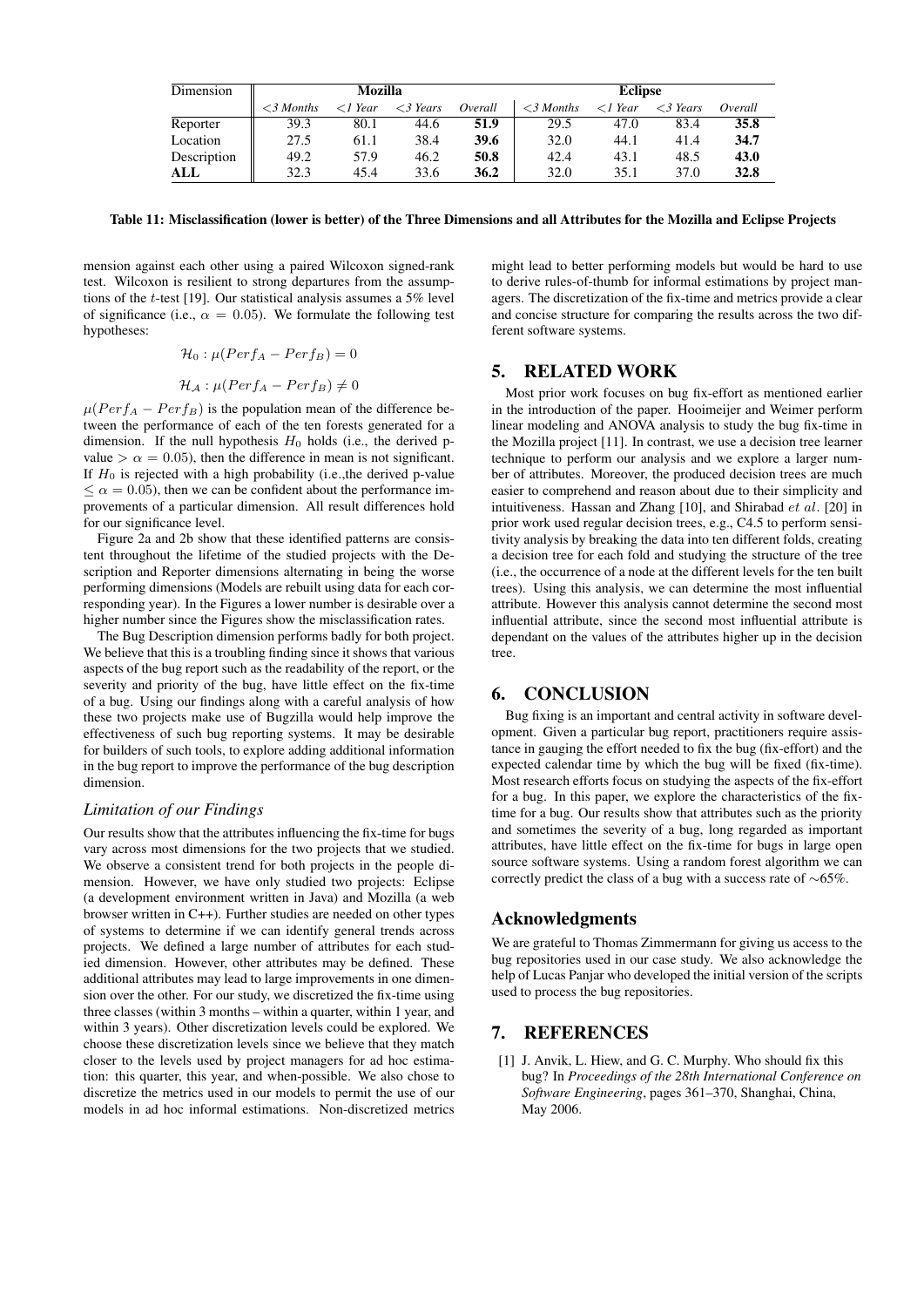| Dimension | Mozilla | | | | Eclipse | | | |
|---|---|---|---|---|---|---|---|---|
| | *<3 Months* | *<1 Year* | *<3 Years* | *Overall* | *<3 Months* | *<1 Year* | *<3 Years* | *Overall* |
| Reporter | 39.3 | 80.1 | 44.6 | **51.9** | 29.5 | 47.0 | 83.4 | **35.8** |
| Location | 27.5 | 61.1 | 38.4 | **39.6** | 32.0 | 44.1 | 41.4 | **34.7** |
| Description | 49.2 | 57.9 | 46.2 | **50.8** | 42.4 | 43.1 | 48.5 | **43.0** |
| **ALL** | 32.3 | 45.4 | 33.6 | **36.2** | 32.0 | 35.1 | 37.0 | **32.8** |

**Table 11: Misclassification (lower is better) of the Three Dimensions and all Attributes for the Mozilla and Eclipse Projects**

mension against each other using a paired Wilcoxon signed-rank test. Wilcoxon is resilient to strong departures from the assumptions of the $t$-test [19]. Our statistical analysis assumes a 5% level of significance (i.e., $\alpha = 0.05$). We formulate the following test hypotheses:

$$\mathcal{H}_0 : \mu(Perf_A - Perf_B) = 0$$

$$\mathcal{H}_A : \mu(Perf_A - Perf_B) \neq 0$$

$\mu(Perf_A - Perf_B)$ is the population mean of the difference between the performance of each of the ten forests generated for a dimension. If the null hypothesis $H_0$ holds (i.e., the derived p-value $> \alpha = 0.05$), then the difference in mean is not significant. If $H_0$ is rejected with a high probability (i.e.,the derived p-value $\leq \alpha = 0.05$), then we can be confident about the performance improvements of a particular dimension. All result differences hold for our significance level.

Figure 2a and 2b show that these identified patterns are consistent throughout the lifetime of the studied projects with the Description and Reporter dimensions alternating in being the worse performing dimensions (Models are rebuilt using data for each corresponding year). In the Figures a lower number is desirable over a higher number since the Figures show the misclassification rates.

The Bug Description dimension performs badly for both project. We believe that this is a troubling finding since it shows that various aspects of the bug report such as the readability of the report, or the severity and priority of the bug, have little effect on the fix-time of a bug. Using our findings along with a careful analysis of how these two projects make use of Bugzilla would help improve the effectiveness of such bug reporting systems. It may be desirable for builders of such tools, to explore adding additional information in the bug report to improve the performance of the bug description dimension.

### *Limitation of our Findings*

Our results show that the attributes influencing the fix-time for bugs vary across most dimensions for the two projects that we studied. We observe a consistent trend for both projects in the people dimension. However, we have only studied two projects: Eclipse (a development environment written in Java) and Mozilla (a web browser written in C++). Further studies are needed on other types of systems to determine if we can identify general trends across projects. We defined a large number of attributes for each studied dimension. However, other attributes may be defined. These additional attributes may lead to large improvements in one dimension over the other. For our study, we discretized the fix-time using three classes (within 3 months – within a quarter, within 1 year, and within 3 years). Other discretization levels could be explored. We choose these discretization levels since we believe that they match closer to the levels used by project managers for ad hoc estimation: this quarter, this year, and when-possible. We also chose to discretize the metrics used in our models to permit the use of our models in ad hoc informal estimations. Non-discretized metrics might lead to better performing models but would be hard to use to derive rules-of-thumb for informal estimations by project managers. The discretization of the fix-time and metrics provide a clear and concise structure for comparing the results across the two different software systems.

## 5. RELATED WORK

Most prior work focuses on bug fix-effort as mentioned earlier in the introduction of the paper. Hooimeijer and Weimer perform linear modeling and ANOVA analysis to study the bug fix-time in the Mozilla project [11]. In contrast, we use a decision tree learner technique to perform our analysis and we explore a larger number of attributes. Moreover, the produced decision trees are much easier to comprehend and reason about due to their simplicity and intuitiveness. Hassan and Zhang [10], and Shirabad $et\ al.$ [20] in prior work used regular decision trees, e.g., C4.5 to perform sensitivity analysis by breaking the data into ten different folds, creating a decision tree for each fold and studying the structure of the tree (i.e., the occurrence of a node at the different levels for the ten built trees). Using this analysis, we can determine the most influential attribute. However this analysis cannot determine the second most influential attribute, since the second most influential attribute is dependant on the values of the attributes higher up in the decision tree.

## 6. CONCLUSION

Bug fixing is an important and central activity in software development. Given a particular bug report, practitioners require assistance in gauging the effort needed to fix the bug (fix-effort) and the expected calendar time by which the bug will be fixed (fix-time). Most research efforts focus on studying the aspects of the fix-effort for a bug. In this paper, we explore the characteristics of the fix-time for a bug. Our results show that attributes such as the priority and sometimes the severity of a bug, long regarded as important attributes, have little effect on the fix-time for bugs in large open source software systems. Using a random forest algorithm we can correctly predict the class of a bug with a success rate of $\sim$65%.

## Acknowledgments

We are grateful to Thomas Zimmermann for giving us access to the bug repositories used in our case study. We also acknowledge the help of Lucas Panjar who developed the initial version of the scripts used to process the bug repositories.

## 7. REFERENCES

[1] J. Anvik, L. Hiew, and G. C. Murphy. Who should fix this bug? In *Proceedings of the 28th International Conference on Software Engineering*, pages 361–370, Shanghai, China, May 2006.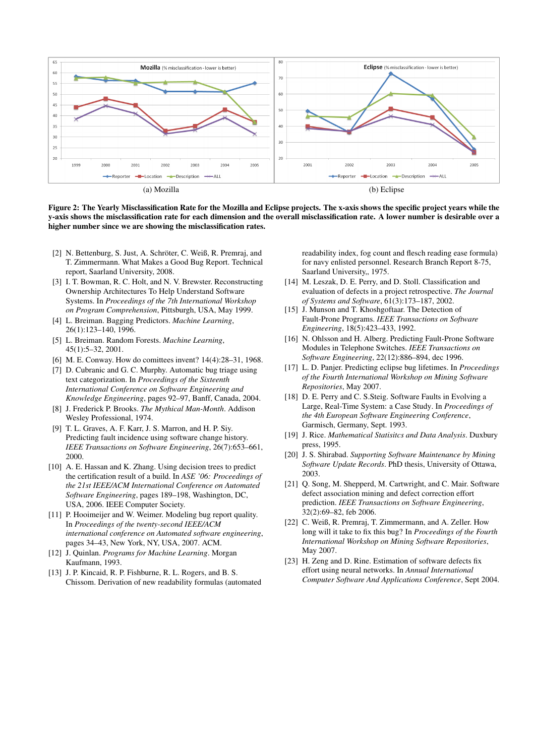Mozilla (% misclassification - lower is better)

65
60
55
50
45
40
35
30
25
20

1999 2000 2001 2002 2003 2004 2005

Reporter Location Description ALL

(a) Mozilla

Eclipse (% misclassification - lower is better)

80
70
60
50
40
30
20

2001 2002 2003 2004 2005

Reporter Location Description ALL

(b) Eclipse

**Figure 2: The Yearly Misclassification Rate for the Mozilla and Eclipse projects. The x-axis shows the specific project years while the y-axis shows the misclassification rate for each dimension and the overall misclassification rate. A lower number is desirable over a higher number since we are showing the misclassification rates.**

[2] N. Bettenburg, S. Just, A. Schröter, C. Weiß, R. Premraj, and T. Zimmermann. What Makes a Good Bug Report. Technical report, Saarland University, 2008.

[3] I. T. Bowman, R. C. Holt, and N. V. Brewster. Reconstructing Ownership Architectures To Help Understand Software Systems. In *Proceedings of the 7th International Workshop on Program Comprehension*, Pittsburgh, USA, May 1999.

[4] L. Breiman. Bagging Predictors. *Machine Learning*, 26(1):123–140, 1996.

[5] L. Breiman. Random Forests. *Machine Learning*, 45(1):5–32, 2001.

[6] M. E. Conway. How do comittees invent? 14(4):28–31, 1968.

[7] D. Cubranic and G. C. Murphy. Automatic bug triage using text categorization. In *Proceedings of the Sixteenth International Conference on Software Engineering and Knowledge Engineering*, pages 92–97, Banff, Canada, 2004.

[8] J. Frederick P. Brooks. *The Mythical Man-Month*. Addison Wesley Professional, 1974.

[9] T. L. Graves, A. F. Karr, J. S. Marron, and H. P. Siy. Predicting fault incidence using software change history. *IEEE Transactions on Software Engineering*, 26(7):653–661, 2000.

[10] A. E. Hassan and K. Zhang. Using decision trees to predict the certification result of a build. In *ASE '06: Proceedings of the 21st IEEE/ACM International Conference on Automated Software Engineering*, pages 189–198, Washington, DC, USA, 2006. IEEE Computer Society.

[11] P. Hooimeijer and W. Weimer. Modeling bug report quality. In *Proceedings of the twenty-second IEEE/ACM international conference on Automated software engineering*, pages 34–43, New York, NY, USA, 2007. ACM.

[12] J. Quinlan. *Programs for Machine Learning*. Morgan Kaufmann, 1993.

[13] J. P. Kincaid, R. P. Fishburne, R. L. Rogers, and B. S. Chissom. Derivation of new readability formulas (automated readability index, fog count and flesch reading ease formula) for navy enlisted personnel. Research Branch Report 8-75, Saarland University,, 1975.

[14] M. Leszak, D. E. Perry, and D. Stoll. Classification and evaluation of defects in a project retrospective. *The Journal of Systems and Software*, 61(3):173–187, 2002.

[15] J. Munson and T. Khoshgoftaar. The Detection of Fault-Prone Programs. *IEEE Transactions on Software Engineering*, 18(5):423–433, 1992.

[16] N. Ohlsson and H. Alberg. Predicting Fault-Prone Software Modules in Telephone Switches. *IEEE Transactions on Software Engineering*, 22(12):886–894, dec 1996.

[17] L. D. Panjer. Predicting eclipse bug lifetimes. In *Proceedings of the Fourth International Workshop on Mining Software Repositories*, May 2007.

[18] D. E. Perry and C. S.Steig. Software Faults in Evolving a Large, Real-Time System: a Case Study. In *Proceedings of the 4th European Software Engineering Conference*, Garmisch, Germany, Sept. 1993.

[19] J. Rice. *Mathematical Statisitcs and Data Analysis*. Duxbury press, 1995.

[20] J. S. Shirabad. *Supporting Software Maintenance by Mining Software Update Records*. PhD thesis, University of Ottawa, 2003.

[21] Q. Song, M. Shepperd, M. Cartwright, and C. Mair. Software defect association mining and defect correction effort prediction. *IEEE Transactions on Software Engineering*, 32(2):69–82, feb 2006.

[22] C. Weiß, R. Premraj, T. Zimmermann, and A. Zeller. How long will it take to fix this bug? In *Proceedings of the Fourth International Workshop on Mining Software Repositories*, May 2007.

[23] H. Zeng and D. Rine. Estimation of software defects fix effort using neural networks. In *Annual International Computer Software And Applications Conference*, Sept 2004.